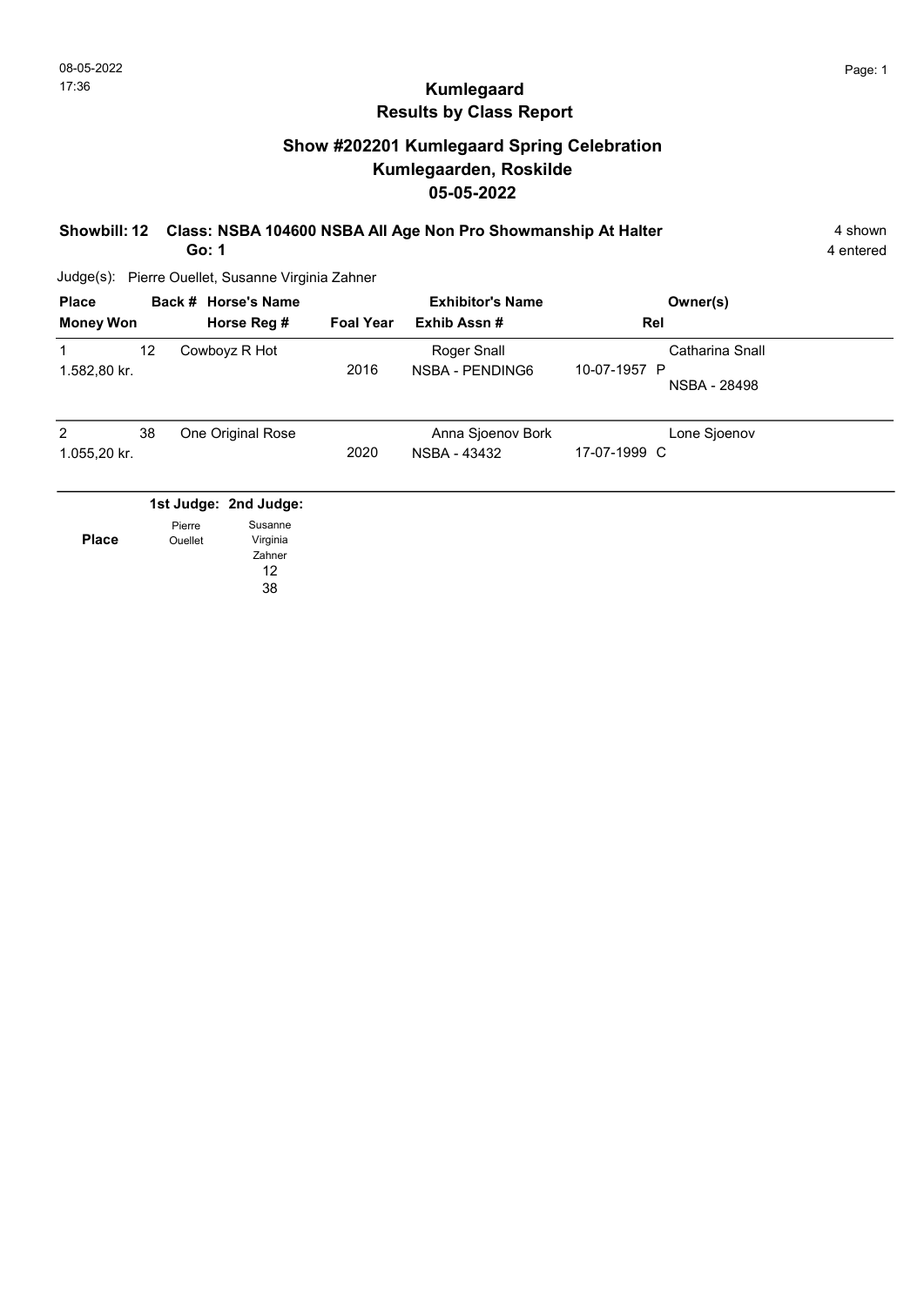08-05-2022
17:36

# Kumlegaard
## Results by Class Report

### Show #202201 Kumlegaard Spring Celebration
### Kumlegaarden, Roskilde
### 05-05-2022

**Showbill: 12 Class: NSBA 104600 NSBA All Age Non Pro Showmanship At Halter** 4 shown
**Go: 1** 4 entered

Judge(s): Pierre Ouellet, Susanne Virginia Zahner

| Place / Money Won | Back # | Horse's Name / Horse Reg # | Foal Year | Exhibitor's Name / Exhib Assn # | Rel | Owner(s) |
|---|---|---|---|---|---|---|
| 1<br>1.582,80 kr. | 12 | Cowboyz R Hot | 2016 | Roger Snall<br>NSBA - PENDING6 | 10-07-1957 P | Catharina Snall<br>NSBA - 28498 |
| 2<br>1.055,20 kr. | 38 | One Original Rose | 2020 | Anna Sjoenov Bork<br>NSBA - 43432 | 17-07-1999 C | Lone Sjoenov |

| Place | 1st Judge: Pierre Ouellet | 2nd Judge: Susanne Virginia Zahner |
|---|---|---|
| | | 12 |
| | | 38 |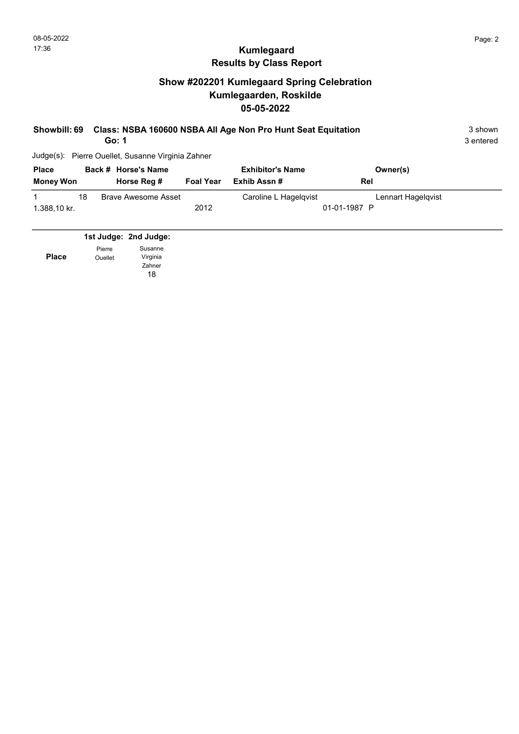08-05-2022
17:36

# Kumlegaard
## Results by Class Report

## Show #202201 Kumlegaard Spring Celebration
## Kumlegaarden, Roskilde
## 05-05-2022

**Showbill: 69 Class: NSBA 160600 NSBA All Age Non Pro Hunt Seat Equitation** 3 shown
**Go: 1** 3 entered

Judge(s): Pierre Ouellet, Susanne Virginia Zahner

| Place | Back # | Horse's Name | | Exhibitor's Name | Owner(s) |
|---|---|---|---|---|---|
| Money Won | | Horse Reg # | Foal Year | Exhib Assn # | Rel |
| 1 | 18 | Brave Awesome Asset | | Caroline L Hagelqvist | Lennart Hagelqvist |
| 1.388,10 kr. | | | 2012 | 01-01-1987 | P |

| Place | 1st Judge: Pierre Ouellet | 2nd Judge: Susanne Virginia Zahner |
|---|---|---|
| | | 18 |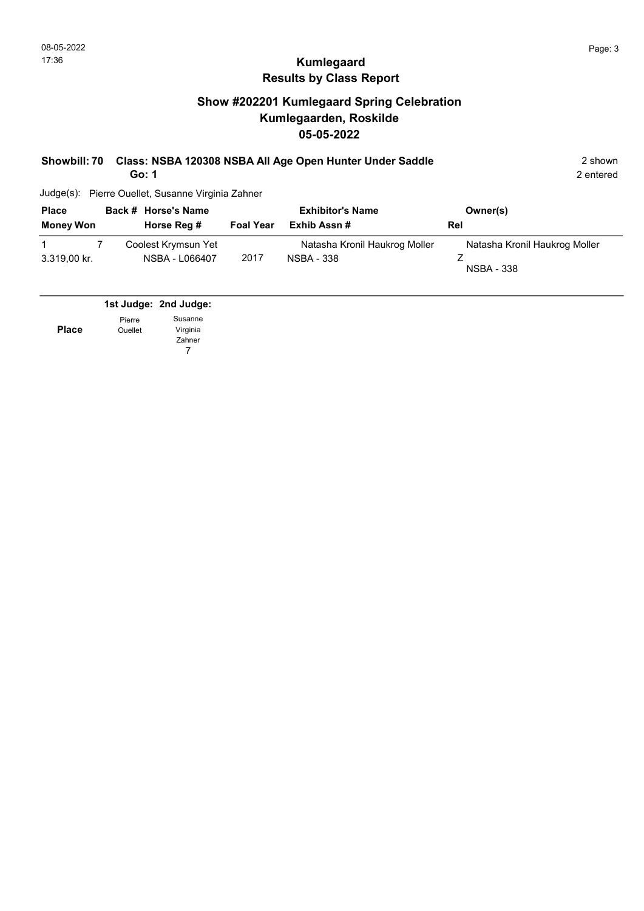# Kumlegaard
## Results by Class Report

## Show #202201 Kumlegaard Spring Celebration
## Kumlegaarden, Roskilde
## 05-05-2022

**Showbill: 70 Class: NSBA 120308 NSBA All Age Open Hunter Under Saddle** 2 shown
**Go: 1** 2 entered

Judge(s): Pierre Ouellet, Susanne Virginia Zahner

| Place / Money Won | Back # | Horse's Name / Horse Reg # | Foal Year | Exhibitor's Name / Exhib Assn # | Owner(s) / Rel |
|---|---|---|---|---|---|
| 1 / 3.319,00 kr. | 7 | Coolest Krymsun Yet / NSBA - L066407 | 2017 | Natasha Kronil Haukrog Moller / NSBA - 338 | Natasha Kronil Haukrog Moller / Z / NSBA - 338 |

| Place | 1st Judge: Pierre Ouellet | 2nd Judge: Susanne Virginia Zahner |
|---|---|---|
| | | 7 |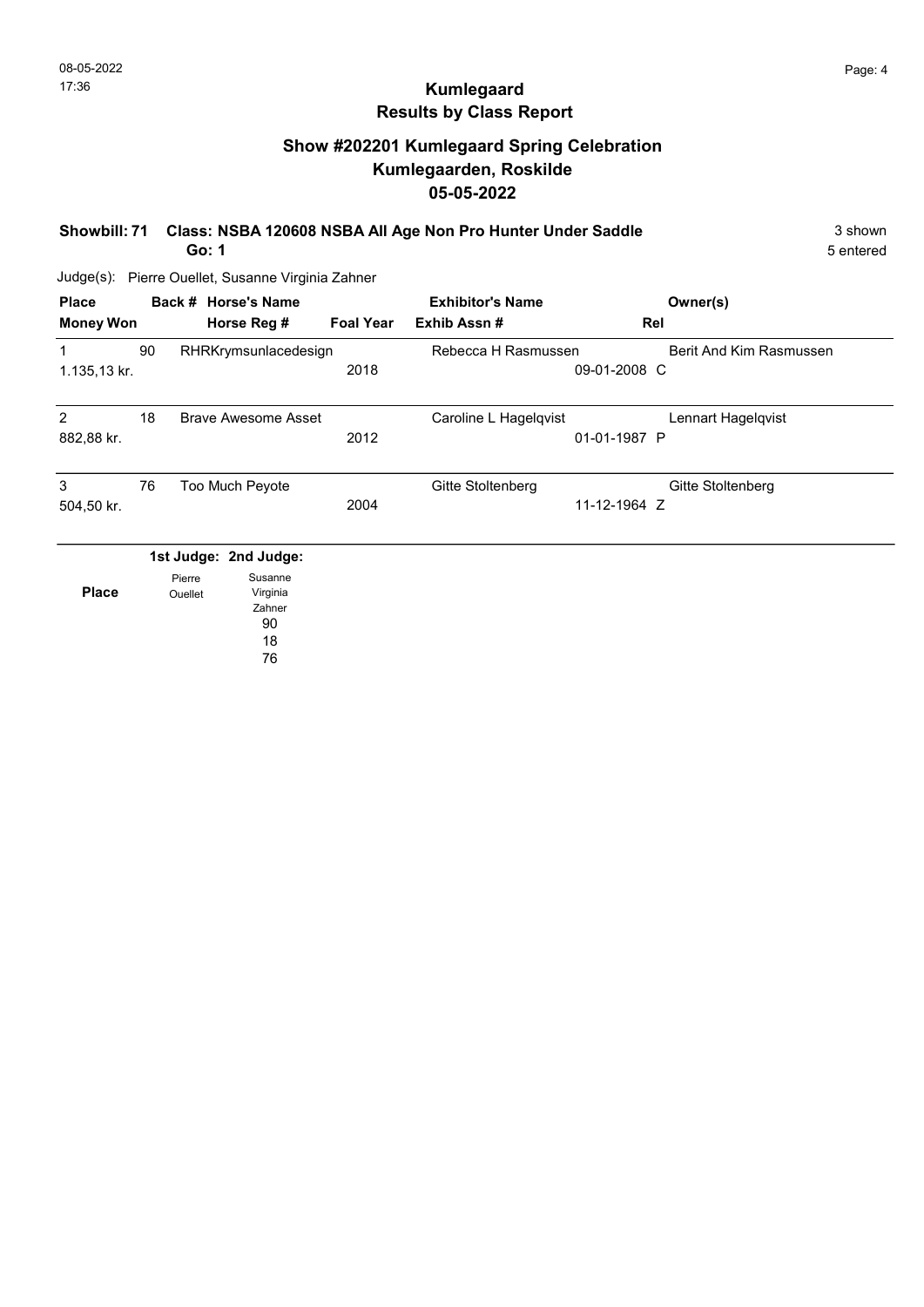# Kumlegaard

## Results by Class Report

## Show #202201 Kumlegaard Spring Celebration

## Kumlegaarden, Roskilde

## 05-05-2022

**Showbill: 71 Class: NSBA 120608 NSBA All Age Non Pro Hunter Under Saddle** 3 shown

**Go: 1** 5 entered

Judge(s): Pierre Ouellet, Susanne Virginia Zahner

| Place / Money Won | Back # | Horse's Name / Horse Reg # | Foal Year | Exhibitor's Name / Exhib Assn # | Rel | Owner(s) |
|---|---|---|---|---|---|---|
| 1 / 1.135,13 kr. | 90 | RHRKrymsunlacedesign | 2018 | Rebecca H Rasmussen | 09-01-2008 C | Berit And Kim Rasmussen |
| 2 / 882,88 kr. | 18 | Brave Awesome Asset | 2012 | Caroline L Hagelqvist | 01-01-1987 P | Lennart Hagelqvist |
| 3 / 504,50 kr. | 76 | Too Much Peyote | 2004 | Gitte Stoltenberg | 11-12-1964 Z | Gitte Stoltenberg |

| Place | 1st Judge: Pierre Ouellet | 2nd Judge: Susanne Virginia Zahner |
|---|---|---|
| | | 90 |
| | | 18 |
| | | 76 |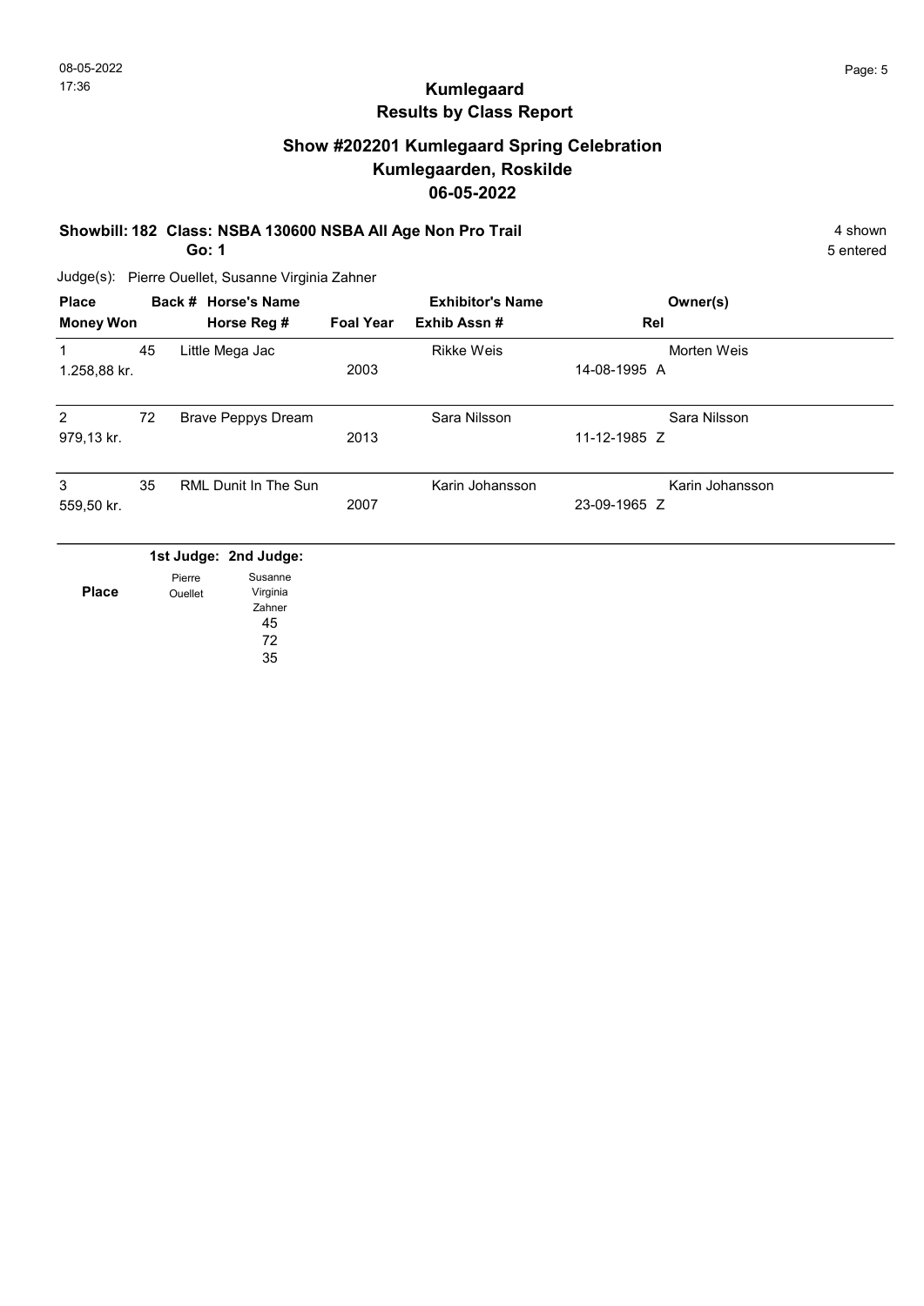## Kumlegaard
## Results by Class Report

### Show #202201 Kumlegaard Spring Celebration
### Kumlegaarden, Roskilde
### 06-05-2022

**Showbill: 182 Class: NSBA 130600 NSBA All Age Non Pro Trail** 4 shown
**Go: 1** 5 entered

Judge(s): Pierre Ouellet, Susanne Virginia Zahner

| Place / Money Won | Back # | Horse's Name / Horse Reg # | Foal Year | Exhibitor's Name / Exhib Assn # | Rel | Owner(s) |
|---|---|---|---|---|---|---|
| 1 / 1.258,88 kr. | 45 | Little Mega Jac | 2003 | Rikke Weis | 14-08-1995 A | Morten Weis |
| 2 / 979,13 kr. | 72 | Brave Peppys Dream | 2013 | Sara Nilsson | 11-12-1985 Z | Sara Nilsson |
| 3 / 559,50 kr. | 35 | RML Dunit In The Sun | 2007 | Karin Johansson | 23-09-1965 Z | Karin Johansson |

| Place | 1st Judge: Pierre Ouellet | 2nd Judge: Susanne Virginia Zahner |
|---|---|---|
| | | 45 |
| | | 72 |
| | | 35 |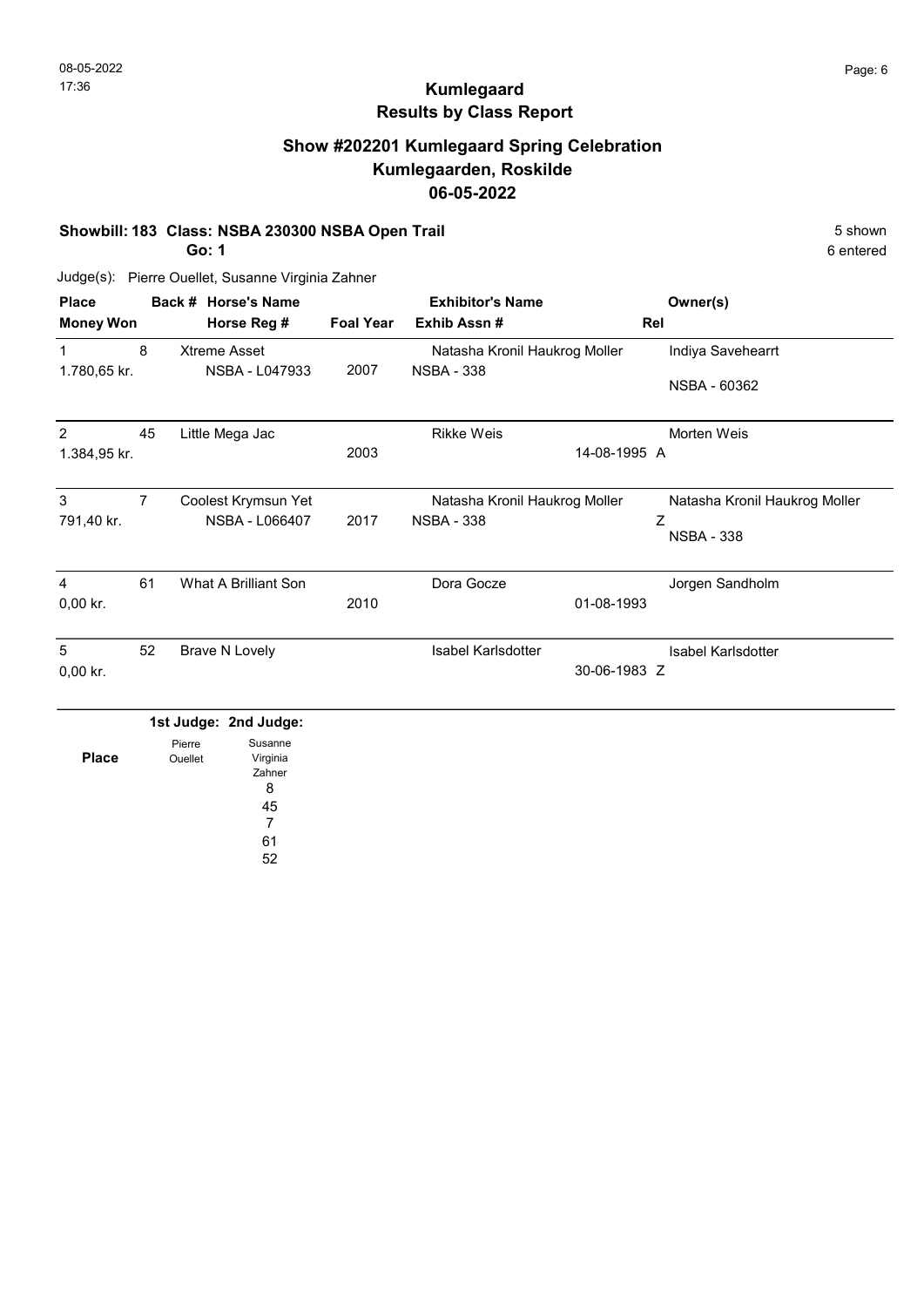# Kumlegaard
## Results by Class Report

### Show #202201 Kumlegaard Spring Celebration
### Kumlegaarden, Roskilde
### 06-05-2022

**Showbill: 183 Class: NSBA 230300 NSBA Open Trail** 5 shown
**Go: 1** 6 entered

Judge(s): Pierre Ouellet, Susanne Virginia Zahner

| Place / Money Won | Back # | Horse's Name / Horse Reg # | Foal Year | Exhibitor's Name / Exhib Assn # | Rel | Owner(s) |
|---|---|---|---|---|---|---|
| 1 / 1.780,65 kr. | 8 | Xtreme Asset / NSBA - L047933 | 2007 | Natasha Kronil Haukrog Moller / NSBA - 338 | | Indiya Savehearrt / NSBA - 60362 |
| 2 / 1.384,95 kr. | 45 | Little Mega Jac | 2003 | Rikke Weis | 14-08-1995 A | Morten Weis |
| 3 / 791,40 kr. | 7 | Coolest Krymsun Yet / NSBA - L066407 | 2017 | Natasha Kronil Haukrog Moller / NSBA - 338 | Z | Natasha Kronil Haukrog Moller / NSBA - 338 |
| 4 / 0,00 kr. | 61 | What A Brilliant Son | 2010 | Dora Gocze | 01-08-1993 | Jorgen Sandholm |
| 5 / 0,00 kr. | 52 | Brave N Lovely | | Isabel Karlsdotter | 30-06-1983 Z | Isabel Karlsdotter |

| Place | 1st Judge: Pierre Ouellet | 2nd Judge: Susanne Virginia Zahner |
|---|---|---|
| | | 8 |
| | | 45 |
| | | 7 |
| | | 61 |
| | | 52 |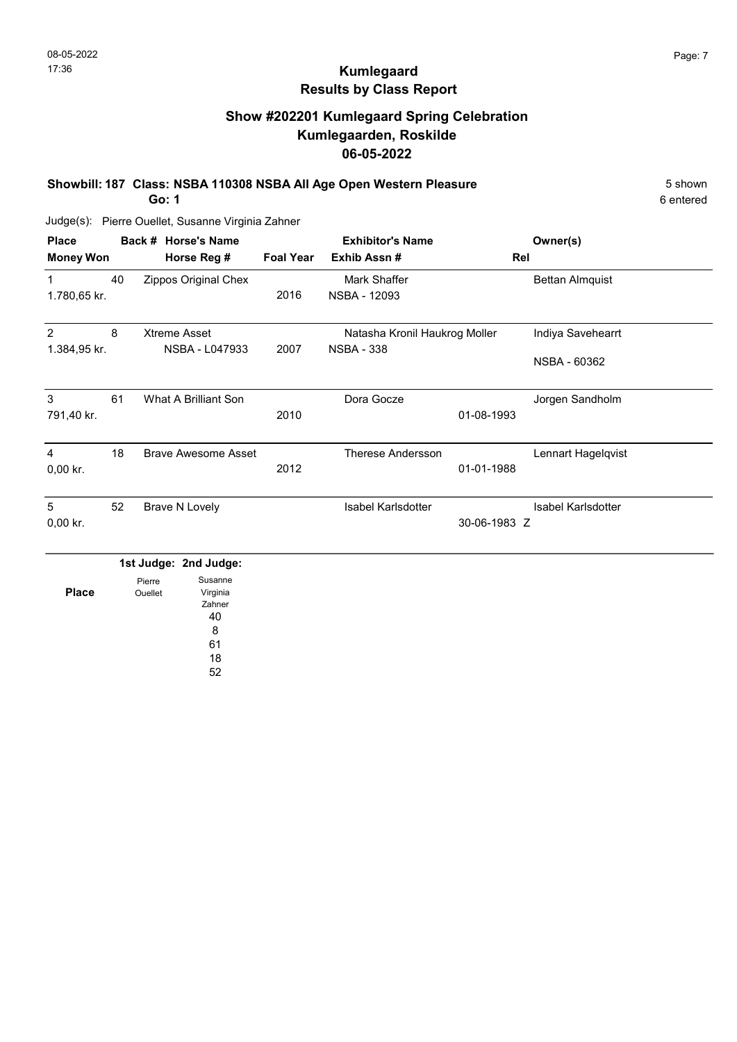# Kumlegaard

## Results by Class Report

### Show #202201 Kumlegaard Spring Celebration
### Kumlegaarden, Roskilde
### 06-05-2022

**Showbill: 187 Class: NSBA 110308 NSBA All Age Open Western Pleasure** 5 shown
**Go: 1** 6 entered

Judge(s): Pierre Ouellet, Susanne Virginia Zahner

| Place / Money Won | Back # | Horse's Name / Horse Reg # | Foal Year | Exhibitor's Name / Exhib Assn # | Rel | Owner(s) |
|---|---|---|---|---|---|---|
| 1 / 1.780,65 kr. | 40 | Zippos Original Chex | 2016 | Mark Shaffer / NSBA - 12093 | | Bettan Almquist |
| 2 / 1.384,95 kr. | 8 | Xtreme Asset / NSBA - L047933 | 2007 | Natasha Kronil Haukrog Moller / NSBA - 338 | | Indiya Savehearrt / NSBA - 60362 |
| 3 / 791,40 kr. | 61 | What A Brilliant Son | 2010 | Dora Gocze | 01-08-1993 | Jorgen Sandholm |
| 4 / 0,00 kr. | 18 | Brave Awesome Asset | 2012 | Therese Andersson | 01-01-1988 | Lennart Hagelqvist |
| 5 / 0,00 kr. | 52 | Brave N Lovely | | Isabel Karlsdotter | 30-06-1983 Z | Isabel Karlsdotter |

| Place | 1st Judge: Pierre Ouellet | 2nd Judge: Susanne Virginia Zahner |
|---|---|---|
| | | 40 |
| | | 8 |
| | | 61 |
| | | 18 |
| | | 52 |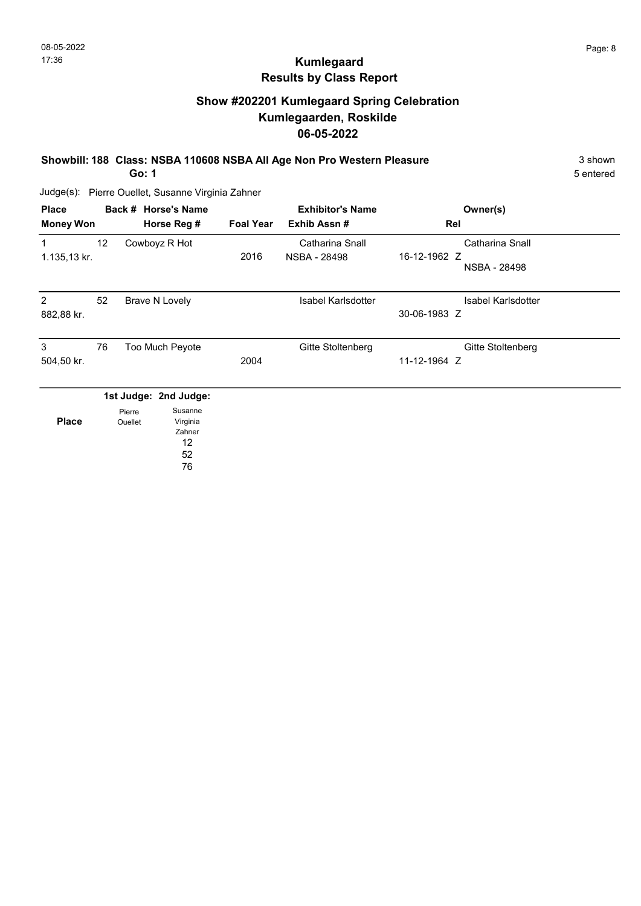# Kumlegaard
## Results by Class Report

### Show #202201 Kumlegaard Spring Celebration
### Kumlegaarden, Roskilde
### 06-05-2022

**Showbill: 188 Class: NSBA 110608 NSBA All Age Non Pro Western Pleasure** — 3 shown

**Go: 1** — 5 entered

Judge(s): Pierre Ouellet, Susanne Virginia Zahner

| Place / Money Won | Back # | Horse's Name / Horse Reg # | Foal Year | Exhibitor's Name / Exhib Assn # | Rel | Owner(s) |
|---|---|---|---|---|---|---|
| 1 / 1.135,13 kr. | 12 | Cowboyz R Hot | 2016 | Catharina Snall / NSBA - 28498 | 16-12-1962 Z | Catharina Snall / NSBA - 28498 |
| 2 / 882,88 kr. | 52 | Brave N Lovely | | Isabel Karlsdotter | 30-06-1983 Z | Isabel Karlsdotter |
| 3 / 504,50 kr. | 76 | Too Much Peyote | 2004 | Gitte Stoltenberg | 11-12-1964 Z | Gitte Stoltenberg |

| Place | 1st Judge: Pierre Ouellet | 2nd Judge: Susanne Virginia Zahner |
|---|---|---|
| | | 12 |
| | | 52 |
| | | 76 |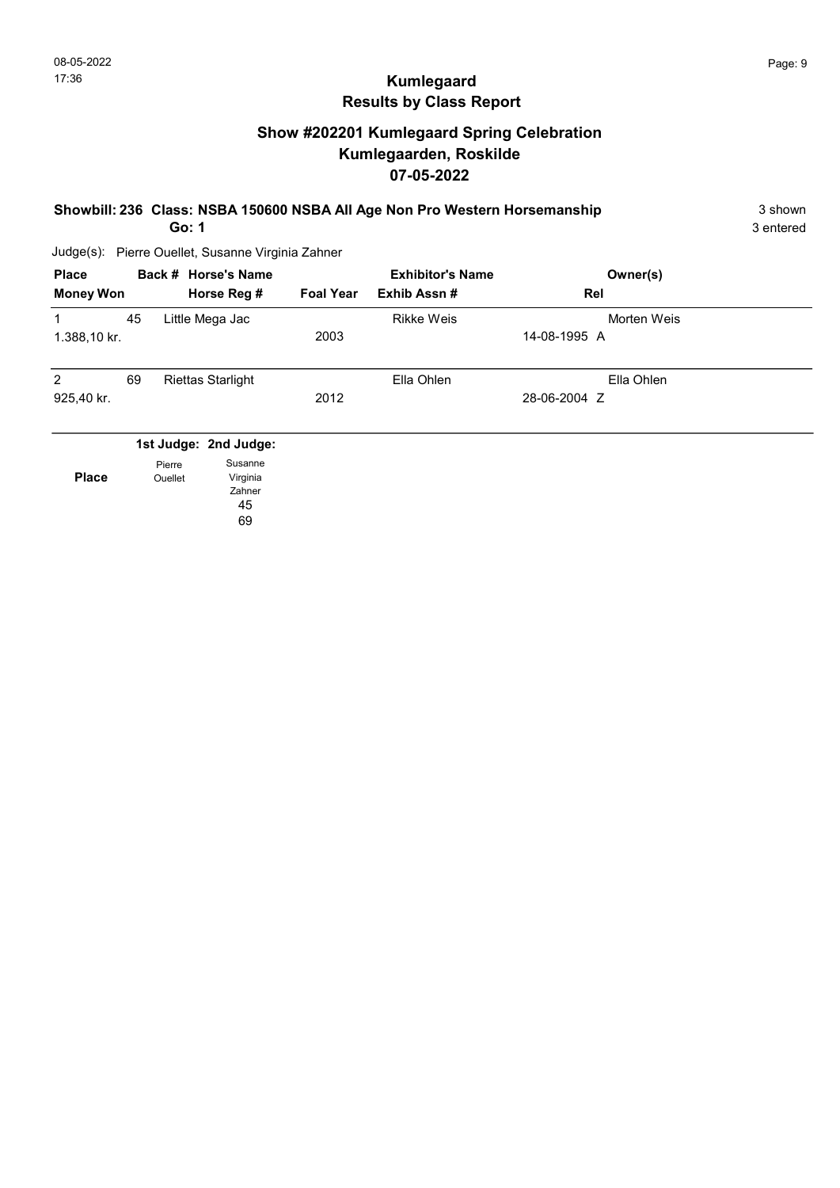# Kumlegaard
## Results by Class Report

### Show #202201 Kumlegaard Spring Celebration
### Kumlegaarden, Roskilde
### 07-05-2022

**Showbill: 236 Class: NSBA 150600 NSBA All Age Non Pro Western Horsemanship** 3 shown
**Go: 1** 3 entered

Judge(s): Pierre Ouellet, Susanne Virginia Zahner

| Place / Money Won | Back # | Horse's Name / Horse Reg # | Foal Year | Exhibitor's Name / Exhib Assn # | Rel | Owner(s) |
|---|---|---|---|---|---|---|
| 1 / 1.388,10 kr. | 45 | Little Mega Jac | 2003 | Rikke Weis | 14-08-1995 A | Morten Weis |
| 2 / 925,40 kr. | 69 | Riettas Starlight | 2012 | Ella Ohlen | 28-06-2004 Z | Ella Ohlen |

| Place | 1st Judge: Pierre Ouellet | 2nd Judge: Susanne Virginia Zahner |
|---|---|---|
| | | 45 |
| | | 69 |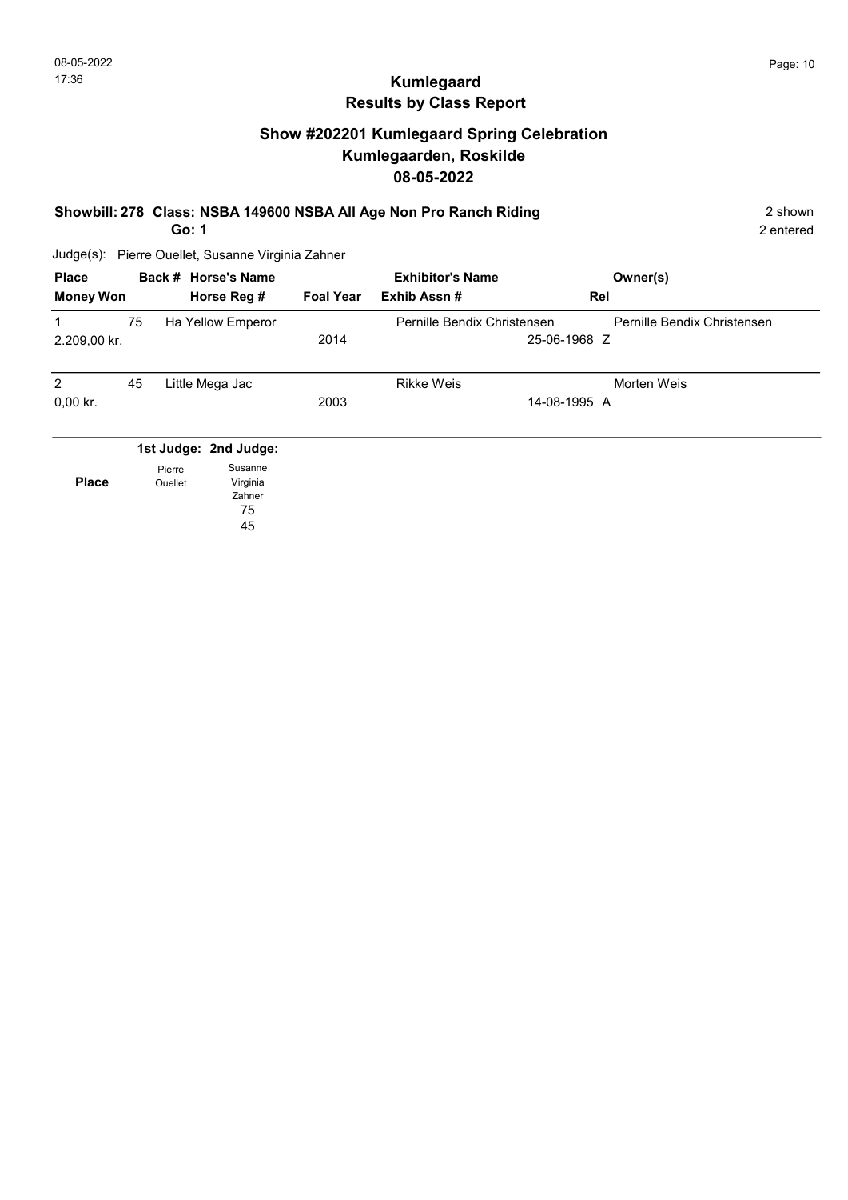# Kumlegaard
## Results by Class Report

### Show #202201 Kumlegaard Spring Celebration
### Kumlegaarden, Roskilde
### 08-05-2022

**Showbill: 278 Class: NSBA 149600 NSBA All Age Non Pro Ranch Riding** 2 shown
**Go: 1** 2 entered

Judge(s): Pierre Ouellet, Susanne Virginia Zahner

| Place / Money Won | Back # | Horse's Name / Horse Reg # | Foal Year | Exhibitor's Name / Exhib Assn # | Rel | Owner(s) |
|---|---|---|---|---|---|---|
| 1 / 2.209,00 kr. | 75 | Ha Yellow Emperor | 2014 | Pernille Bendix Christensen / 25-06-1968 | Z | Pernille Bendix Christensen |
| 2 / 0,00 kr. | 45 | Little Mega Jac | 2003 | Rikke Weis / 14-08-1995 | A | Morten Weis |

| Place | 1st Judge: Pierre Ouellet | 2nd Judge: Susanne Virginia Zahner |
|---|---|---|
| | | 75 |
| | | 45 |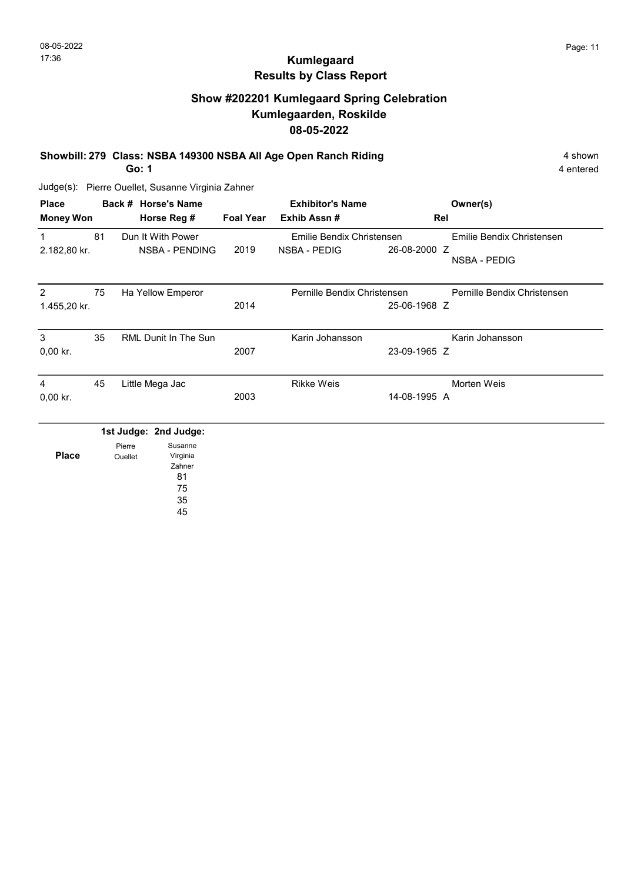# Kumlegaard
## Results by Class Report

### Show #202201 Kumlegaard Spring Celebration
### Kumlegaarden, Roskilde
### 08-05-2022

**Showbill: 279 Class: NSBA 149300 NSBA All Age Open Ranch Riding** — 4 shown

**Go: 1** — 4 entered

Judge(s): Pierre Ouellet, Susanne Virginia Zahner

| Place / Money Won | Back # | Horse's Name / Horse Reg # | Foal Year | Exhibitor's Name / Exhib Assn # | Rel | Owner(s) |
|---|---|---|---|---|---|---|
| 1 / 2.182,80 kr. | 81 | Dun It With Power / NSBA - PENDING | 2019 | Emilie Bendix Christensen / NSBA - PEDIG | 26-08-2000 Z | Emilie Bendix Christensen / NSBA - PEDIG |
| 2 / 1.455,20 kr. | 75 | Ha Yellow Emperor | 2014 | Pernille Bendix Christensen | 25-06-1968 Z | Pernille Bendix Christensen |
| 3 / 0,00 kr. | 35 | RML Dunit In The Sun | 2007 | Karin Johansson | 23-09-1965 Z | Karin Johansson |
| 4 / 0,00 kr. | 45 | Little Mega Jac | 2003 | Rikke Weis | 14-08-1995 A | Morten Weis |

| Place | 1st Judge: Pierre Ouellet | 2nd Judge: Susanne Virginia Zahner |
|---|---|---|
| | | 81 |
| | | 75 |
| | | 35 |
| | | 45 |